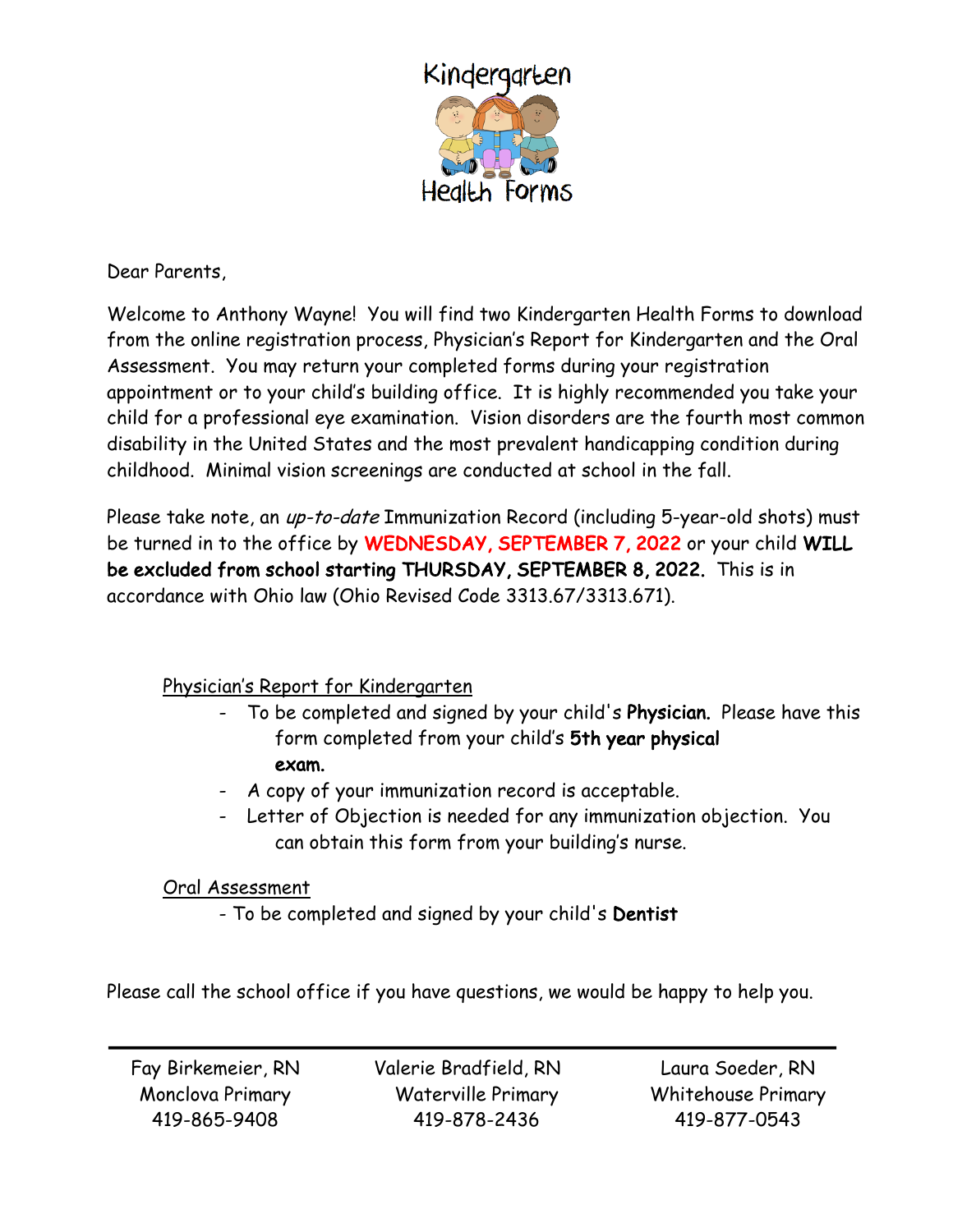# Kindergarten Health Forms

Dear Parents,

Welcome to Anthony Wayne! You will find two Kindergarten Health Forms to download from the online registration process, Physician's Report for Kindergarten and the Oral Assessment. You may return your completed forms during your registration appointment or to your child's building office. It is highly recommended you take your child for a professional eye examination. Vision disorders are the fourth most common disability in the United States and the most prevalent handicapping condition during childhood. Minimal vision screenings are conducted at school in the fall.

Please take note, an *up-to-date* Immunization Record (including 5-year-old shots) must be turned in to the office by **WEDNESDAY, SEPTEMBER 7, 2022** or your child **WILL be excluded from school starting THURSDAY, SEPTEMBER 8, 2022.** This is in accordance with Ohio law (Ohio Revised Code 3313.67/3313.671).

Physician's Report for Kindergarten

- To be completed and signed by your child's **Physician.** Please have this form completed from your child's **5th year physical exam.**
- A copy of your immunization record is acceptable.
- Letter of Objection is needed for any immunization objection. You can obtain this form from your building's nurse.

Oral Assessment

- To be completed and signed by your child's **Dentist**

Please call the school office if you have questions, we would be happy to help you.

---

| Fay Birkemeier, RN | Valerie Bradfield, RN | Laura Soeder, RN |
|---|---|---|
| Monclova Primary | Waterville Primary | Whitehouse Primary |
| 419-865-9408 | 419-878-2436 | 419-877-0543 |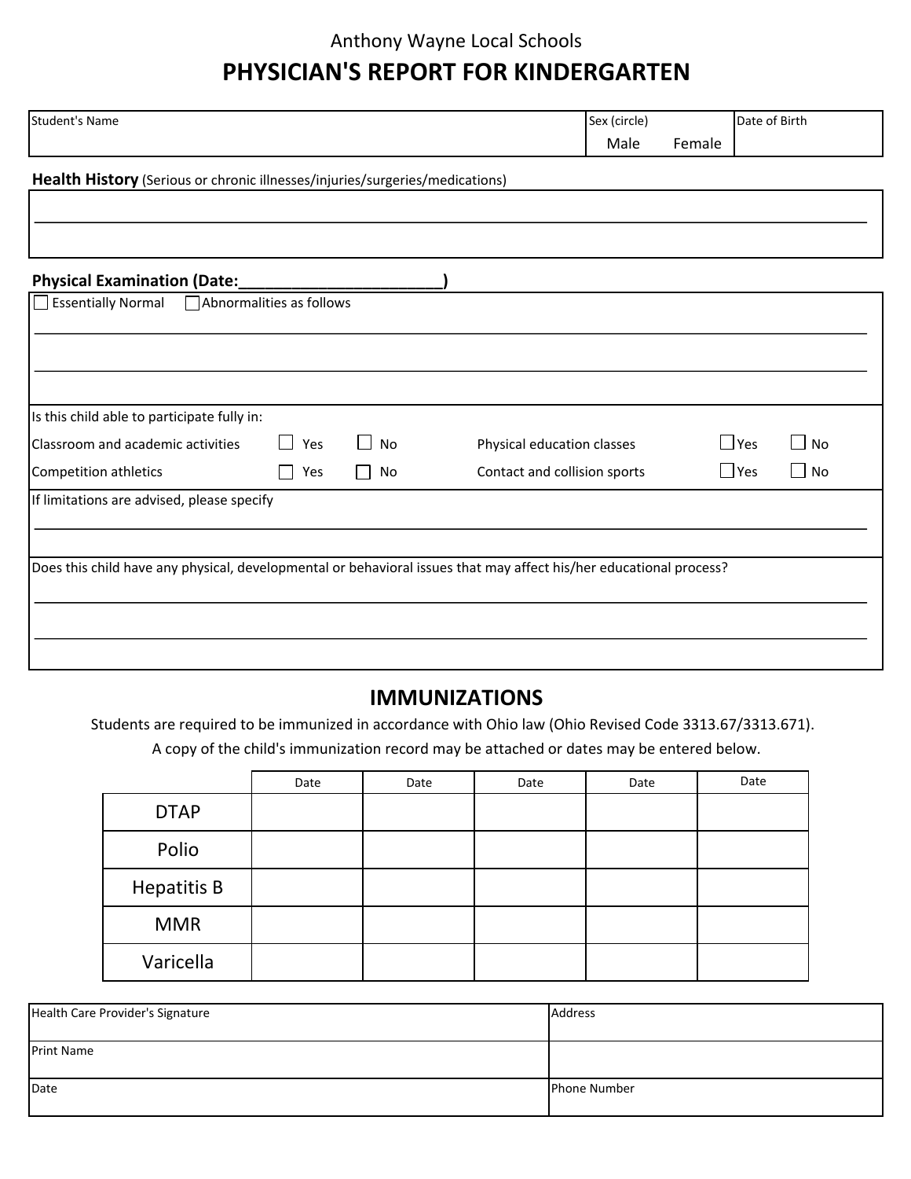Anthony Wayne Local Schools

# PHYSICIAN'S REPORT FOR KINDERGARTEN

| Student's Name | Sex (circle) Male Female | Date of Birth |
|---|---|---|
| | | |

**Health History** (Serious or chronic illnesses/injuries/surgeries/medications)

_______________________________________________________________________________

**Physical Examination (Date:________________________)**

☐ Essentially Normal ☐ Abnormalities as follows

_______________________________________________________________________________

_______________________________________________________________________________

Is this child able to participate fully in:

| | | | | | |
|---|---|---|---|---|---|
| Classroom and academic activities | ☐ Yes | ☐ No | Physical education classes | ☐ Yes | ☐ No |
| Competition athletics | ☐ Yes | ☐ No | Contact and collision sports | ☐ Yes | ☐ No |

If limitations are advised, please specify

_______________________________________________________________________________

Does this child have any physical, developmental or behavioral issues that may affect his/her educational process?

_______________________________________________________________________________

_______________________________________________________________________________

## IMMUNIZATIONS

Students are required to be immunized in accordance with Ohio law (Ohio Revised Code 3313.67/3313.671).

A copy of the child's immunization record may be attached or dates may be entered below.

| | Date | Date | Date | Date | Date |
|---|---|---|---|---|---|
| DTAP | | | | | |
| Polio | | | | | |
| Hepatitis B | | | | | |
| MMR | | | | | |
| Varicella | | | | | |

| | |
|---|---|
| Health Care Provider's Signature | Address |
| Print Name | |
| Date | Phone Number |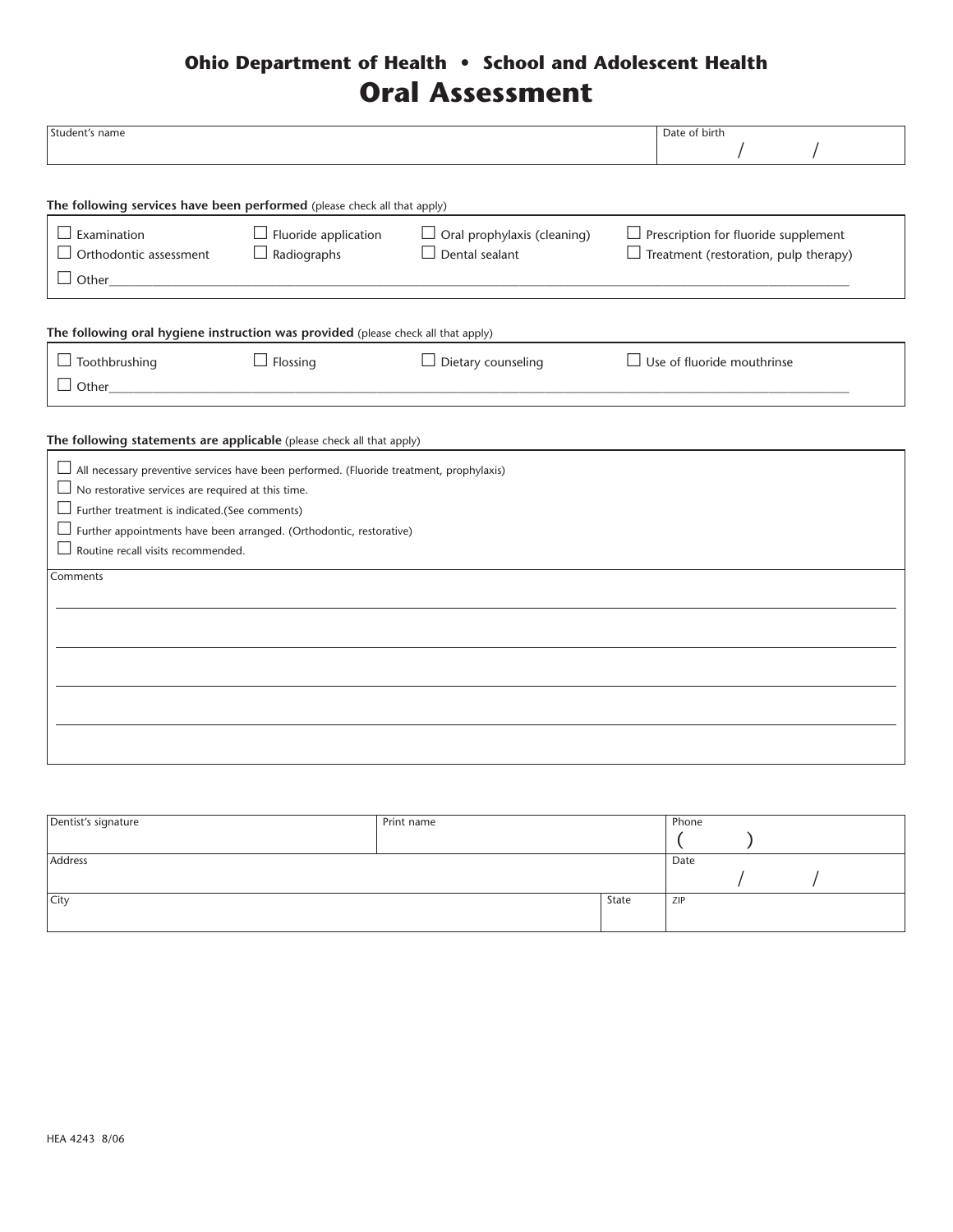# Ohio Department of Health • School and Adolescent Health

## Oral Assessment

| Student's name | Date of birth |
|---|---|
| | / / |

**The following services have been performed** (please check all that apply)

- ☐ Examination
- ☐ Orthodontic assessment
- ☐ Fluoride application
- ☐ Radiographs
- ☐ Oral prophylaxis (cleaning)
- ☐ Dental sealant
- ☐ Prescription for fluoride supplement
- ☐ Treatment (restoration, pulp therapy)
- ☐ Other____________________

**The following oral hygiene instruction was provided** (please check all that apply)

- ☐ Toothbrushing
- ☐ Flossing
- ☐ Dietary counseling
- ☐ Use of fluoride mouthrinse
- ☐ Other____________________

**The following statements are applicable** (please check all that apply)

- ☐ All necessary preventive services have been performed. (Fluoride treatment, prophylaxis)
- ☐ No restorative services are required at this time.
- ☐ Further treatment is indicated.(See comments)
- ☐ Further appointments have been arranged. (Orthodontic, restorative)
- ☐ Routine recall visits recommended.

Comments

____________________

____________________

____________________

____________________

| Dentist's signature | Print name | | Phone |
|---|---|---|---|
| | | | ( ) |
| Address | | | Date |
| | | | / / |
| City | | State | ZIP |

HEA 4243 8/06